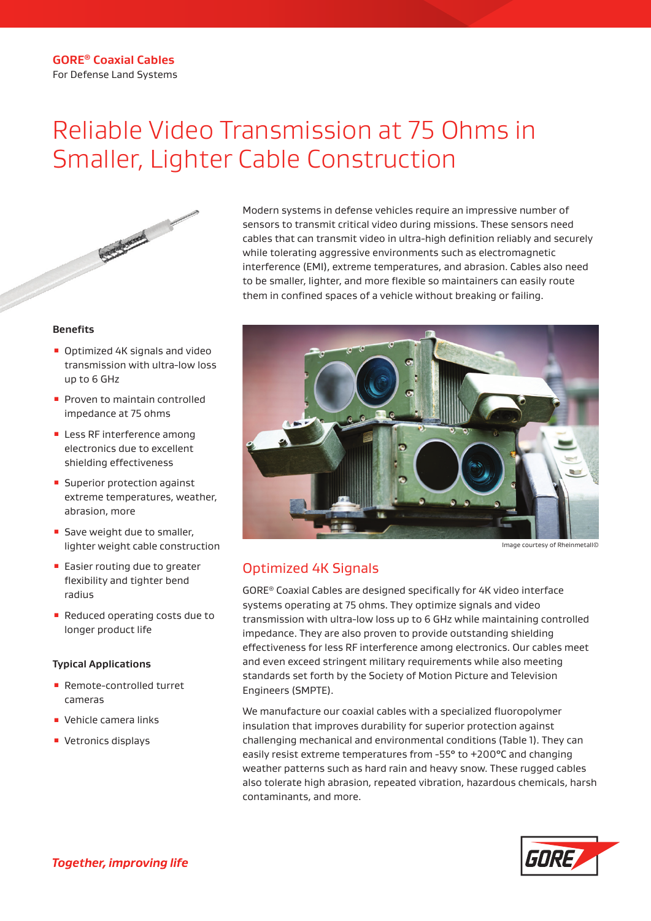**GORE® Coaxial Cables**
For Defense Land Systems

# Reliable Video Transmission at 75 Ohms in Smaller, Lighter Cable Construction

Modern systems in defense vehicles require an impressive number of sensors to transmit critical video during missions. These sensors need cables that can transmit video in ultra-high definition reliably and securely while tolerating aggressive environments such as electromagnetic interference (EMI), extreme temperatures, and abrasion. Cables also need to be smaller, lighter, and more flexible so maintainers can easily route them in confined spaces of a vehicle without breaking or failing.

### Benefits

- Optimized 4K signals and video transmission with ultra-low loss up to 6 GHz
- Proven to maintain controlled impedance at 75 ohms
- Less RF interference among electronics due to excellent shielding effectiveness
- Superior protection against extreme temperatures, weather, abrasion, more
- Save weight due to smaller, lighter weight cable construction
- Easier routing due to greater flexibility and tighter bend radius
- Reduced operating costs due to longer product life

### Typical Applications

- Remote-controlled turret cameras
- Vehicle camera links
- Vetronics displays

Image courtesy of Rheinmetall©

## Optimized 4K Signals

GORE® Coaxial Cables are designed specifically for 4K video interface systems operating at 75 ohms. They optimize signals and video transmission with ultra-low loss up to 6 GHz while maintaining controlled impedance. They are also proven to provide outstanding shielding effectiveness for less RF interference among electronics. Our cables meet and even exceed stringent military requirements while also meeting standards set forth by the Society of Motion Picture and Television Engineers (SMPTE).

We manufacture our coaxial cables with a specialized fluoropolymer insulation that improves durability for superior protection against challenging mechanical and environmental conditions (Table 1). They can easily resist extreme temperatures from -55° to +200°C and changing weather patterns such as hard rain and heavy snow. These rugged cables also tolerate high abrasion, repeated vibration, hazardous chemicals, harsh contaminants, and more.

*Together, improving life*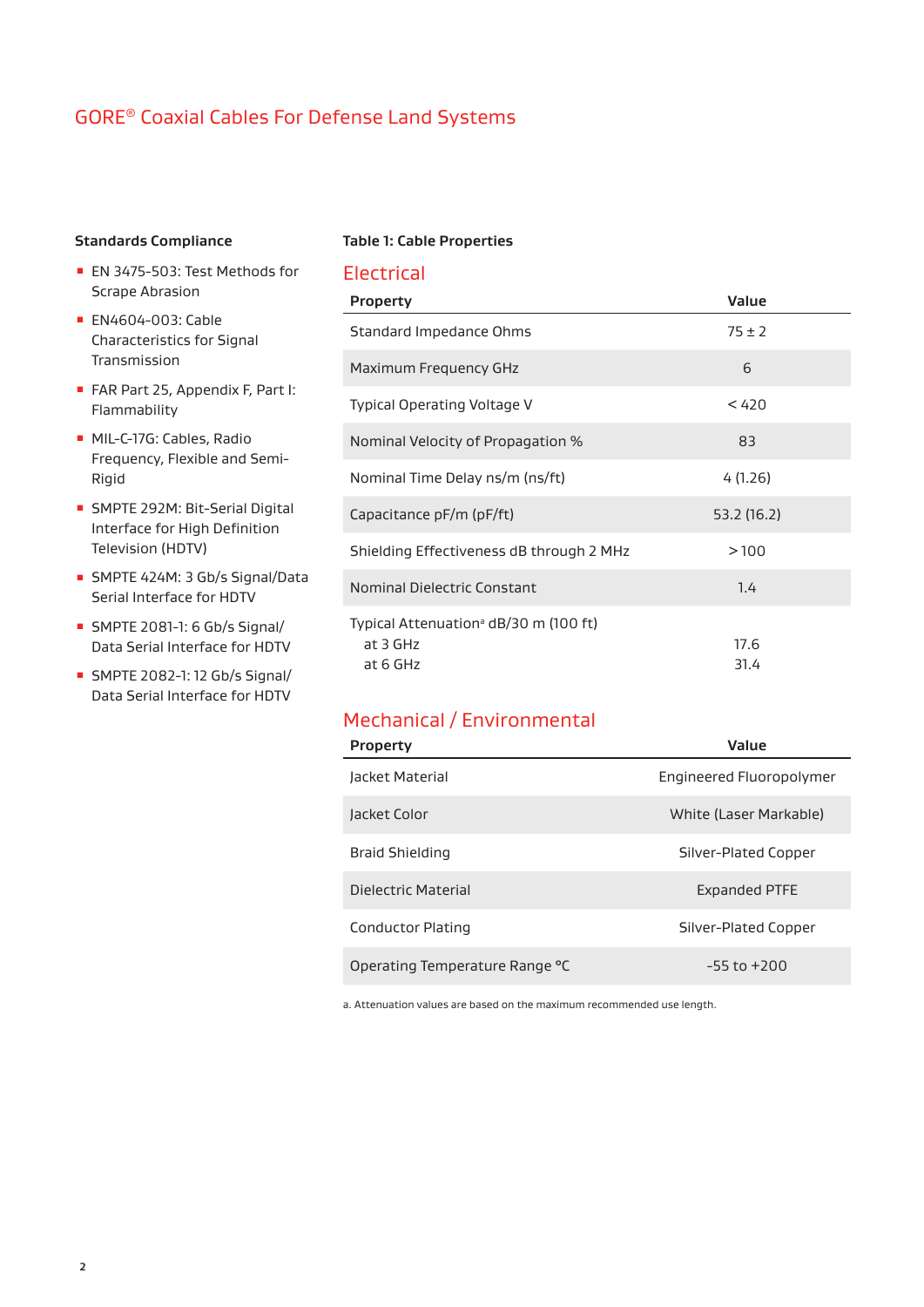# GORE® Coaxial Cables For Defense Land Systems

**Standards Compliance**

- EN 3475-503: Test Methods for Scrape Abrasion
- EN4604-003: Cable Characteristics for Signal Transmission
- FAR Part 25, Appendix F, Part I: Flammability
- MIL-C-17G: Cables, Radio Frequency, Flexible and Semi-Rigid
- SMPTE 292M: Bit-Serial Digital Interface for High Definition Television (HDTV)
- SMPTE 424M: 3 Gb/s Signal/Data Serial Interface for HDTV
- SMPTE 2081-1: 6 Gb/s Signal/ Data Serial Interface for HDTV
- SMPTE 2082-1: 12 Gb/s Signal/ Data Serial Interface for HDTV

**Table 1: Cable Properties**

## Electrical

| Property | Value |
|---|---|
| Standard Impedance Ohms | 75 ± 2 |
| Maximum Frequency GHz | 6 |
| Typical Operating Voltage V | < 420 |
| Nominal Velocity of Propagation % | 83 |
| Nominal Time Delay ns/m (ns/ft) | 4 (1.26) |
| Capacitance pF/m (pF/ft) | 53.2 (16.2) |
| Shielding Effectiveness dB through 2 MHz | > 100 |
| Nominal Dielectric Constant | 1.4 |
| Typical Attenuation[a] dB/30 m (100 ft) | |
| at 3 GHz | 17.6 |
| at 6 GHz | 31.4 |

## Mechanical / Environmental

| Property | Value |
|---|---|
| Jacket Material | Engineered Fluoropolymer |
| Jacket Color | White (Laser Markable) |
| Braid Shielding | Silver-Plated Copper |
| Dielectric Material | Expanded PTFE |
| Conductor Plating | Silver-Plated Copper |
| Operating Temperature Range °C | -55 to +200 |

a. Attenuation values are based on the maximum recommended use length.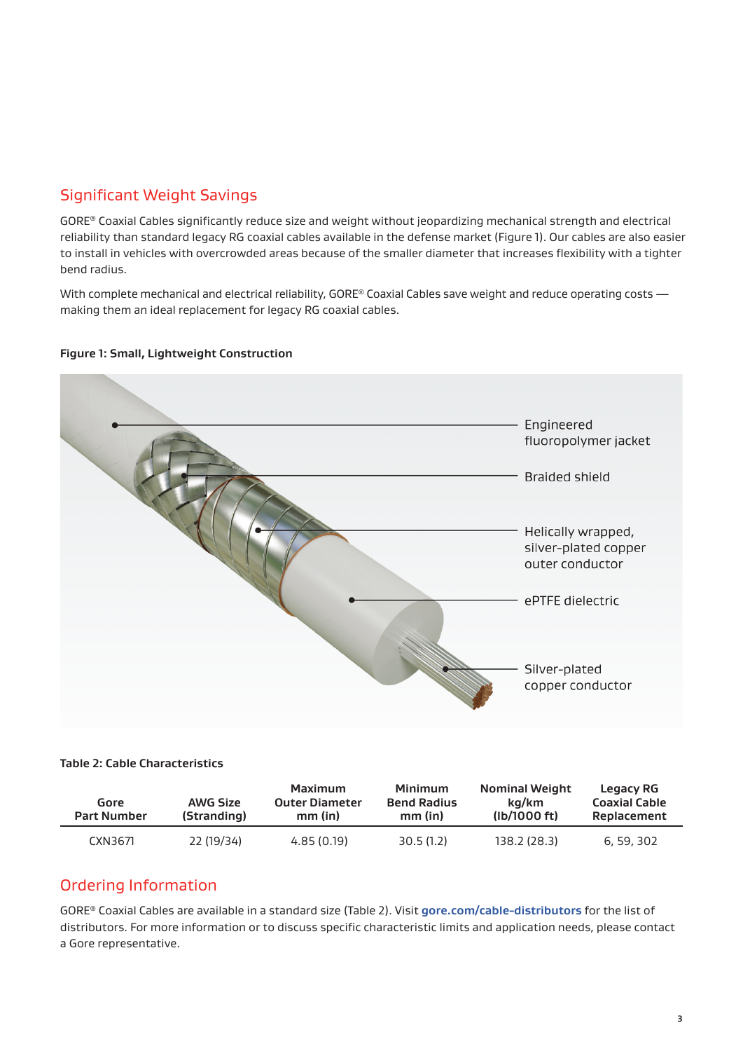## Significant Weight Savings

GORE® Coaxial Cables significantly reduce size and weight without jeopardizing mechanical strength and electrical reliability than standard legacy RG coaxial cables available in the defense market (Figure 1). Our cables are also easier to install in vehicles with overcrowded areas because of the smaller diameter that increases flexibility with a tighter bend radius.

With complete mechanical and electrical reliability, GORE® Coaxial Cables save weight and reduce operating costs — making them an ideal replacement for legacy RG coaxial cables.

**Figure 1: Small, Lightweight Construction**

Engineered fluoropolymer jacket

Braided shield

Helically wrapped, silver-plated copper outer conductor

ePTFE dielectric

Silver-plated copper conductor

**Table 2: Cable Characteristics**

| Gore Part Number | AWG Size (Stranding) | Maximum Outer Diameter mm (in) | Minimum Bend Radius mm (in) | Nominal Weight kg/km (lb/1000 ft) | Legacy RG Coaxial Cable Replacement |
|---|---|---|---|---|---|
| CXN3671 | 22 (19/34) | 4.85 (0.19) | 30.5 (1.2) | 138.2 (28.3) | 6, 59, 302 |

## Ordering Information

GORE® Coaxial Cables are available in a standard size (Table 2). Visit **gore.com/cable-distributors** for the list of distributors. For more information or to discuss specific characteristic limits and application needs, please contact a Gore representative.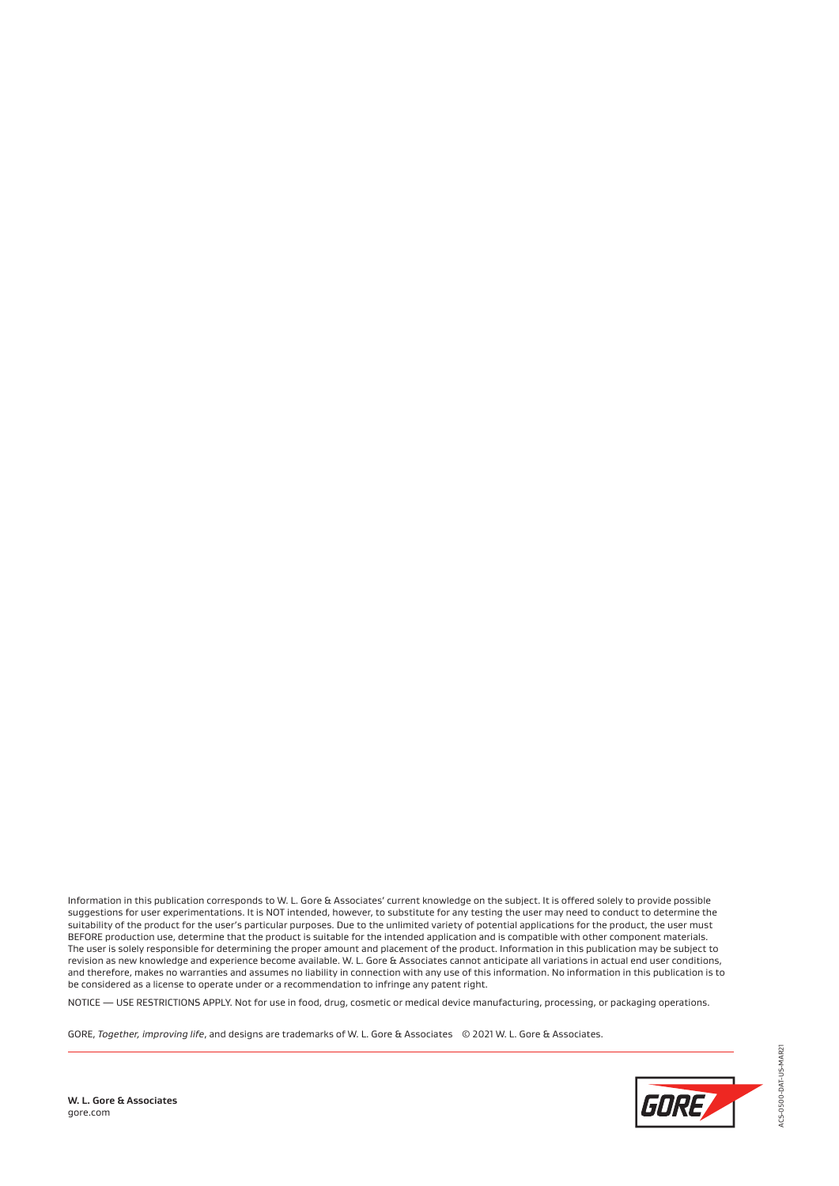Information in this publication corresponds to W. L. Gore & Associates' current knowledge on the subject. It is offered solely to provide possible suggestions for user experimentations. It is NOT intended, however, to substitute for any testing the user may need to conduct to determine the suitability of the product for the user's particular purposes. Due to the unlimited variety of potential applications for the product, the user must BEFORE production use, determine that the product is suitable for the intended application and is compatible with other component materials. The user is solely responsible for determining the proper amount and placement of the product. Information in this publication may be subject to revision as new knowledge and experience become available. W. L. Gore & Associates cannot anticipate all variations in actual end user conditions, and therefore, makes no warranties and assumes no liability in connection with any use of this information. No information in this publication is to be considered as a license to operate under or a recommendation to infringe any patent right.

NOTICE — USE RESTRICTIONS APPLY. Not for use in food, drug, cosmetic or medical device manufacturing, processing, or packaging operations.

GORE, *Together, improving life*, and designs are trademarks of W. L. Gore & Associates © 2021 W. L. Gore & Associates.

**W. L. Gore & Associates**
gore.com

ACS-0500-DAT-US-MAR21